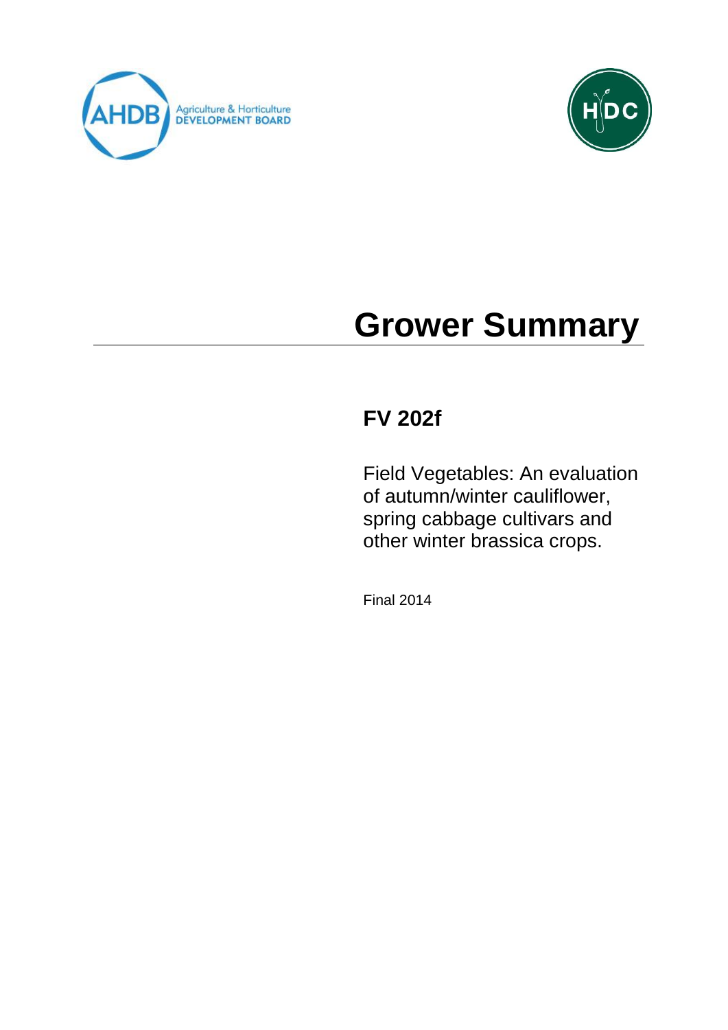Agriculture & Horticulture DEVELOPMENT BOARD

# Grower Summary

## FV 202f

Field Vegetables: An evaluation of autumn/winter cauliflower, spring cabbage cultivars and other winter brassica crops.

Final 2014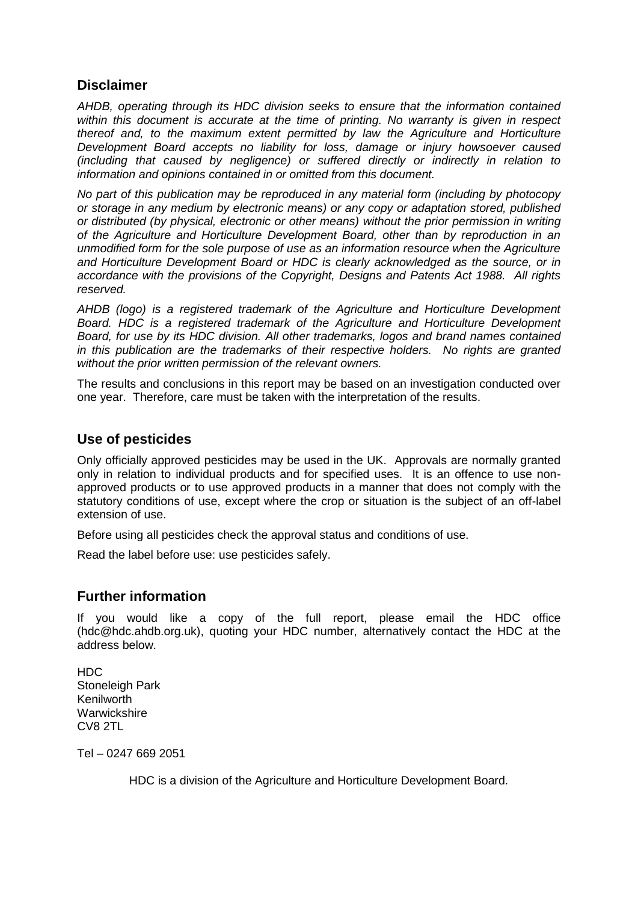## Disclaimer

*AHDB, operating through its HDC division seeks to ensure that the information contained within this document is accurate at the time of printing. No warranty is given in respect thereof and, to the maximum extent permitted by law the Agriculture and Horticulture Development Board accepts no liability for loss, damage or injury howsoever caused (including that caused by negligence) or suffered directly or indirectly in relation to information and opinions contained in or omitted from this document.*

*No part of this publication may be reproduced in any material form (including by photocopy or storage in any medium by electronic means) or any copy or adaptation stored, published or distributed (by physical, electronic or other means) without the prior permission in writing of the Agriculture and Horticulture Development Board, other than by reproduction in an unmodified form for the sole purpose of use as an information resource when the Agriculture and Horticulture Development Board or HDC is clearly acknowledged as the source, or in accordance with the provisions of the Copyright, Designs and Patents Act 1988. All rights reserved.*

*AHDB (logo) is a registered trademark of the Agriculture and Horticulture Development Board. HDC is a registered trademark of the Agriculture and Horticulture Development Board, for use by its HDC division. All other trademarks, logos and brand names contained in this publication are the trademarks of their respective holders. No rights are granted without the prior written permission of the relevant owners.*

The results and conclusions in this report may be based on an investigation conducted over one year. Therefore, care must be taken with the interpretation of the results.

## Use of pesticides

Only officially approved pesticides may be used in the UK. Approvals are normally granted only in relation to individual products and for specified uses. It is an offence to use non-approved products or to use approved products in a manner that does not comply with the statutory conditions of use, except where the crop or situation is the subject of an off-label extension of use.

Before using all pesticides check the approval status and conditions of use.

Read the label before use: use pesticides safely.

## Further information

If you would like a copy of the full report, please email the HDC office (hdc@hdc.ahdb.org.uk), quoting your HDC number, alternatively contact the HDC at the address below.

HDC
Stoneleigh Park
Kenilworth
Warwickshire
CV8 2TL

Tel – 0247 669 2051

HDC is a division of the Agriculture and Horticulture Development Board.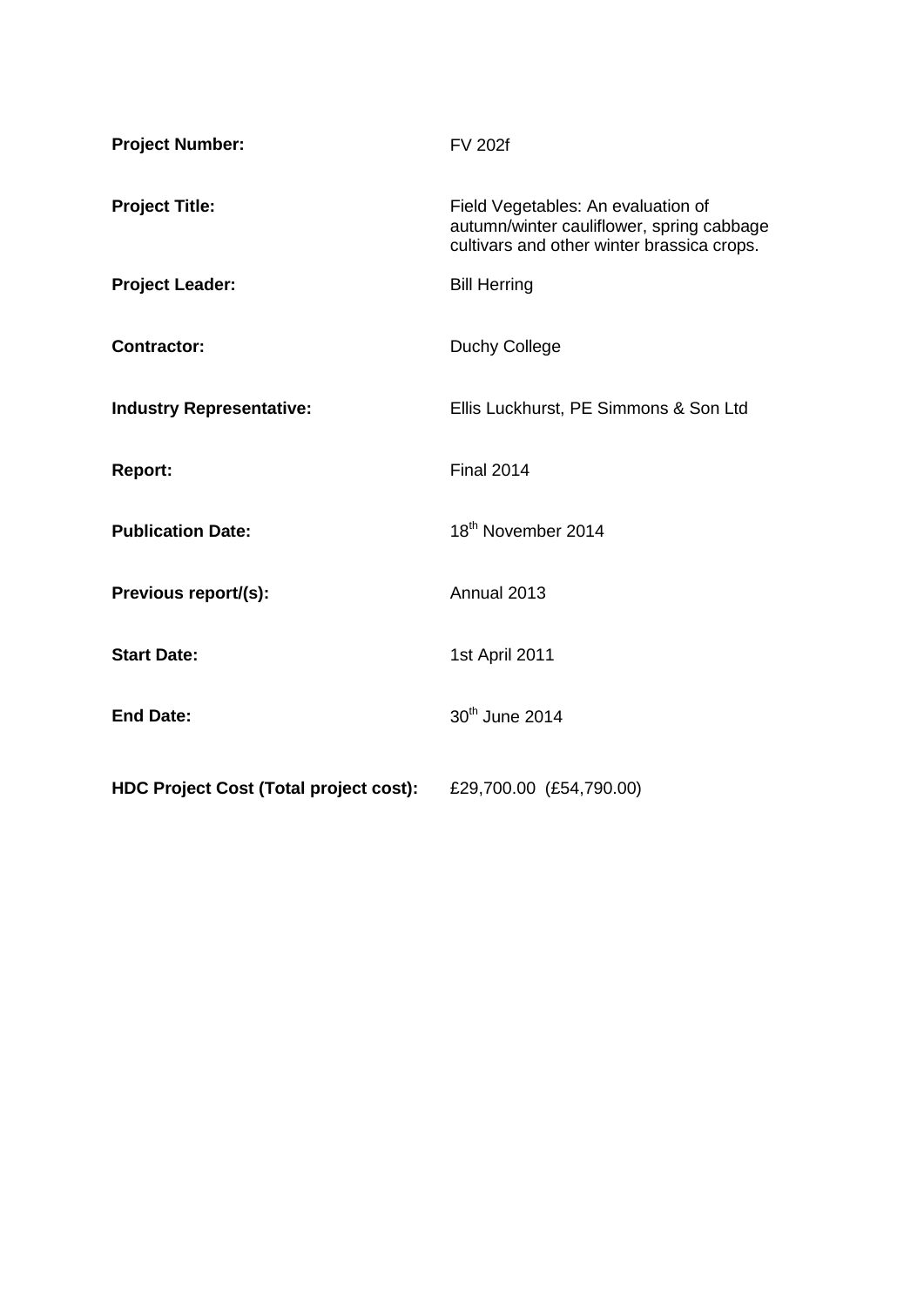**Project Number:** FV 202f

**Project Title:** Field Vegetables: An evaluation of autumn/winter cauliflower, spring cabbage cultivars and other winter brassica crops.

**Project Leader:** Bill Herring

**Contractor:** Duchy College

**Industry Representative:** Ellis Luckhurst, PE Simmons & Son Ltd

**Report:** Final 2014

**Publication Date:** 18th November 2014

**Previous report/(s):** Annual 2013

**Start Date:** 1st April 2011

**End Date:** 30th June 2014

**HDC Project Cost (Total project cost):** £29,700.00 (£54,790.00)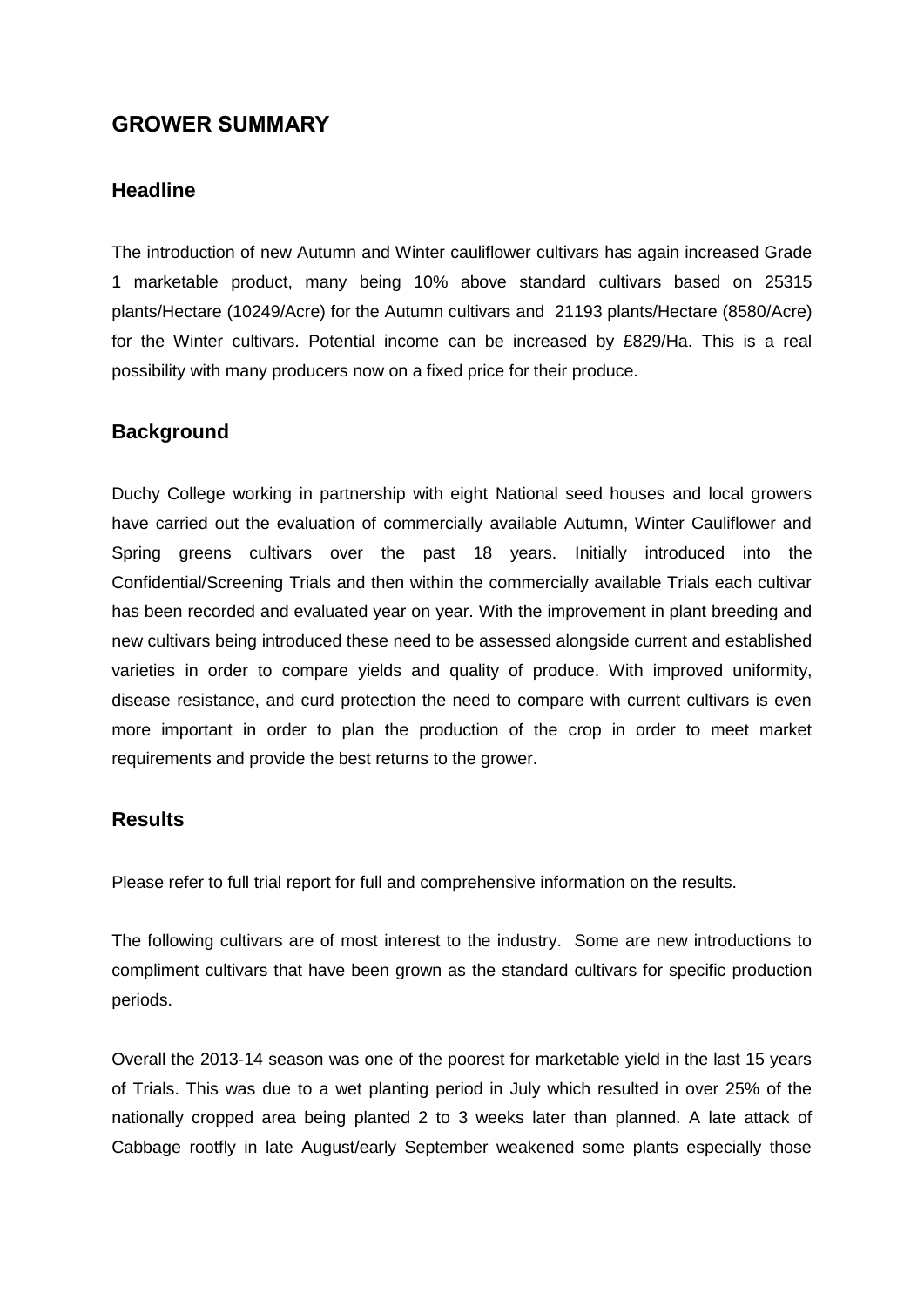## GROWER SUMMARY

### Headline

The introduction of new Autumn and Winter cauliflower cultivars has again increased Grade 1 marketable product, many being 10% above standard cultivars based on 25315 plants/Hectare (10249/Acre) for the Autumn cultivars and 21193 plants/Hectare (8580/Acre) for the Winter cultivars. Potential income can be increased by £829/Ha. This is a real possibility with many producers now on a fixed price for their produce.

### Background

Duchy College working in partnership with eight National seed houses and local growers have carried out the evaluation of commercially available Autumn, Winter Cauliflower and Spring greens cultivars over the past 18 years. Initially introduced into the Confidential/Screening Trials and then within the commercially available Trials each cultivar has been recorded and evaluated year on year. With the improvement in plant breeding and new cultivars being introduced these need to be assessed alongside current and established varieties in order to compare yields and quality of produce. With improved uniformity, disease resistance, and curd protection the need to compare with current cultivars is even more important in order to plan the production of the crop in order to meet market requirements and provide the best returns to the grower.

### Results

Please refer to full trial report for full and comprehensive information on the results.

The following cultivars are of most interest to the industry. Some are new introductions to compliment cultivars that have been grown as the standard cultivars for specific production periods.

Overall the 2013-14 season was one of the poorest for marketable yield in the last 15 years of Trials. This was due to a wet planting period in July which resulted in over 25% of the nationally cropped area being planted 2 to 3 weeks later than planned. A late attack of Cabbage rootfly in late August/early September weakened some plants especially those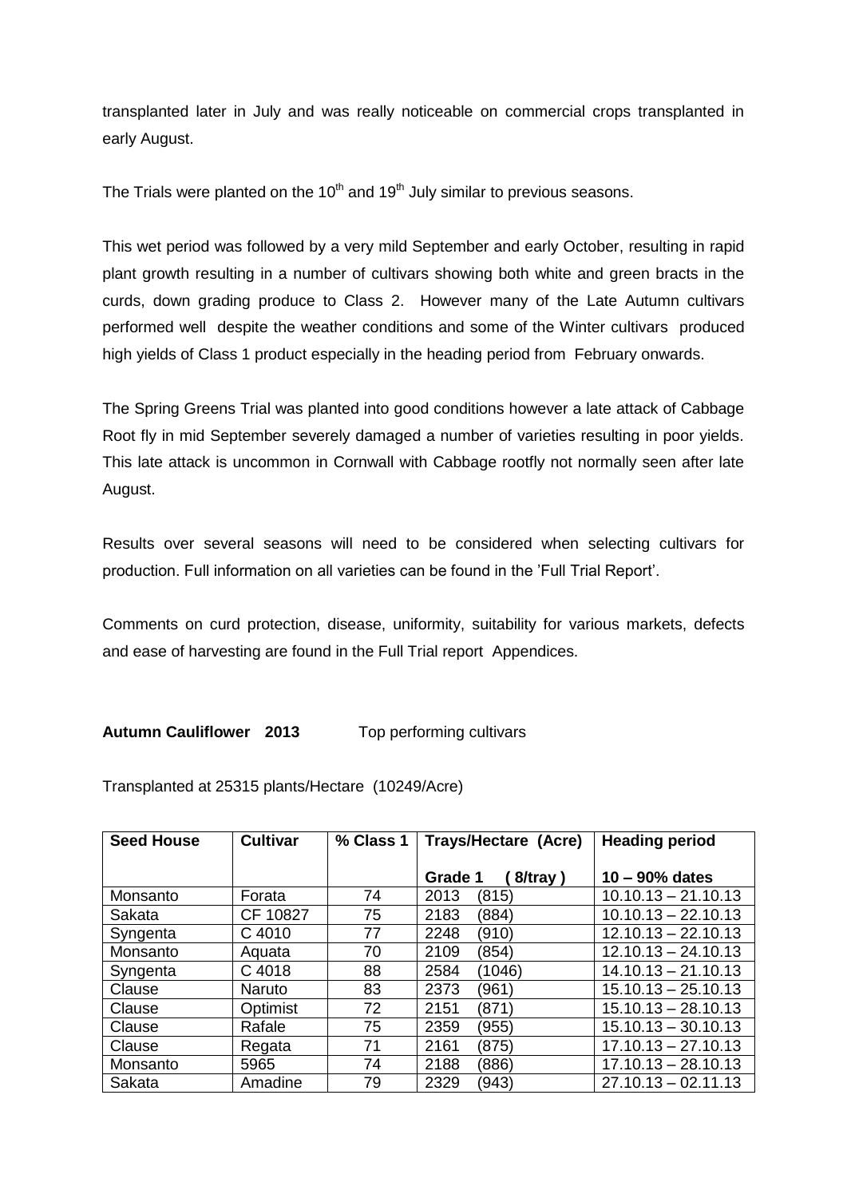transplanted later in July and was really noticeable on commercial crops transplanted in early August.

The Trials were planted on the 10th and 19th July similar to previous seasons.

This wet period was followed by a very mild September and early October, resulting in rapid plant growth resulting in a number of cultivars showing both white and green bracts in the curds, down grading produce to Class 2. However many of the Late Autumn cultivars performed well despite the weather conditions and some of the Winter cultivars produced high yields of Class 1 product especially in the heading period from February onwards.

The Spring Greens Trial was planted into good conditions however a late attack of Cabbage Root fly in mid September severely damaged a number of varieties resulting in poor yields. This late attack is uncommon in Cornwall with Cabbage rootfly not normally seen after late August.

Results over several seasons will need to be considered when selecting cultivars for production. Full information on all varieties can be found in the 'Full Trial Report'.

Comments on curd protection, disease, uniformity, suitability for various markets, defects and ease of harvesting are found in the Full Trial report Appendices.

**Autumn Cauliflower 2013** Top performing cultivars

Transplanted at 25315 plants/Hectare (10249/Acre)

| Seed House | Cultivar | % Class 1 | Trays/Hectare (Acre) | Heading period |
|---|---|---|---|---|
| | | | Grade 1 ( 8/tray ) | 10 – 90% dates |
| Monsanto | Forata | 74 | 2013 (815) | 10.10.13 – 21.10.13 |
| Sakata | CF 10827 | 75 | 2183 (884) | 10.10.13 – 22.10.13 |
| Syngenta | C 4010 | 77 | 2248 (910) | 12.10.13 – 22.10.13 |
| Monsanto | Aquata | 70 | 2109 (854) | 12.10.13 – 24.10.13 |
| Syngenta | C 4018 | 88 | 2584 (1046) | 14.10.13 – 21.10.13 |
| Clause | Naruto | 83 | 2373 (961) | 15.10.13 – 25.10.13 |
| Clause | Optimist | 72 | 2151 (871) | 15.10.13 – 28.10.13 |
| Clause | Rafale | 75 | 2359 (955) | 15.10.13 – 30.10.13 |
| Clause | Regata | 71 | 2161 (875) | 17.10.13 – 27.10.13 |
| Monsanto | 5965 | 74 | 2188 (886) | 17.10.13 – 28.10.13 |
| Sakata | Amadine | 79 | 2329 (943) | 27.10.13 – 02.11.13 |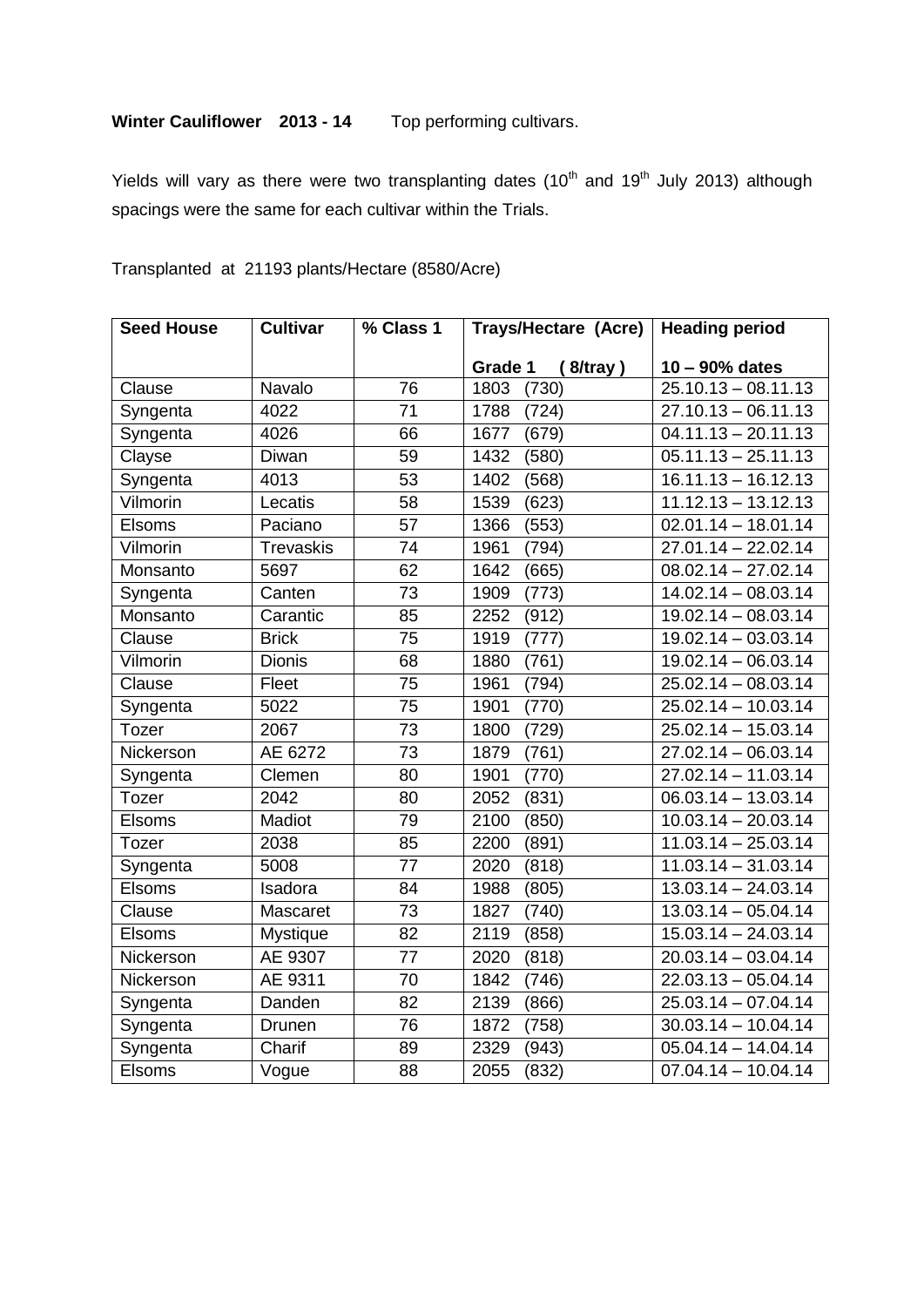**Winter Cauliflower 2013 - 14** Top performing cultivars.

Yields will vary as there were two transplanting dates (10th and 19th July 2013) although spacings were the same for each cultivar within the Trials.

Transplanted at 21193 plants/Hectare (8580/Acre)

| Seed House | Cultivar | % Class 1 | Trays/Hectare (Acre) | Heading period |
|---|---|---|---|---|
| | | | Grade 1 ( 8/tray ) | 10 – 90% dates |
| Clause | Navalo | 76 | 1803 (730) | 25.10.13 – 08.11.13 |
| Syngenta | 4022 | 71 | 1788 (724) | 27.10.13 – 06.11.13 |
| Syngenta | 4026 | 66 | 1677 (679) | 04.11.13 – 20.11.13 |
| Clayse | Diwan | 59 | 1432 (580) | 05.11.13 – 25.11.13 |
| Syngenta | 4013 | 53 | 1402 (568) | 16.11.13 – 16.12.13 |
| Vilmorin | Lecatis | 58 | 1539 (623) | 11.12.13 – 13.12.13 |
| Elsoms | Paciano | 57 | 1366 (553) | 02.01.14 – 18.01.14 |
| Vilmorin | Trevaskis | 74 | 1961 (794) | 27.01.14 – 22.02.14 |
| Monsanto | 5697 | 62 | 1642 (665) | 08.02.14 – 27.02.14 |
| Syngenta | Canten | 73 | 1909 (773) | 14.02.14 – 08.03.14 |
| Monsanto | Carantic | 85 | 2252 (912) | 19.02.14 – 08.03.14 |
| Clause | Brick | 75 | 1919 (777) | 19.02.14 – 03.03.14 |
| Vilmorin | Dionis | 68 | 1880 (761) | 19.02.14 – 06.03.14 |
| Clause | Fleet | 75 | 1961 (794) | 25.02.14 – 08.03.14 |
| Syngenta | 5022 | 75 | 1901 (770) | 25.02.14 – 10.03.14 |
| Tozer | 2067 | 73 | 1800 (729) | 25.02.14 – 15.03.14 |
| Nickerson | AE 6272 | 73 | 1879 (761) | 27.02.14 – 06.03.14 |
| Syngenta | Clemen | 80 | 1901 (770) | 27.02.14 – 11.03.14 |
| Tozer | 2042 | 80 | 2052 (831) | 06.03.14 – 13.03.14 |
| Elsoms | Madiot | 79 | 2100 (850) | 10.03.14 – 20.03.14 |
| Tozer | 2038 | 85 | 2200 (891) | 11.03.14 – 25.03.14 |
| Syngenta | 5008 | 77 | 2020 (818) | 11.03.14 – 31.03.14 |
| Elsoms | Isadora | 84 | 1988 (805) | 13.03.14 – 24.03.14 |
| Clause | Mascaret | 73 | 1827 (740) | 13.03.14 – 05.04.14 |
| Elsoms | Mystique | 82 | 2119 (858) | 15.03.14 – 24.03.14 |
| Nickerson | AE 9307 | 77 | 2020 (818) | 20.03.14 – 03.04.14 |
| Nickerson | AE 9311 | 70 | 1842 (746) | 22.03.13 – 05.04.14 |
| Syngenta | Danden | 82 | 2139 (866) | 25.03.14 – 07.04.14 |
| Syngenta | Drunen | 76 | 1872 (758) | 30.03.14 – 10.04.14 |
| Syngenta | Charif | 89 | 2329 (943) | 05.04.14 – 14.04.14 |
| Elsoms | Vogue | 88 | 2055 (832) | 07.04.14 – 10.04.14 |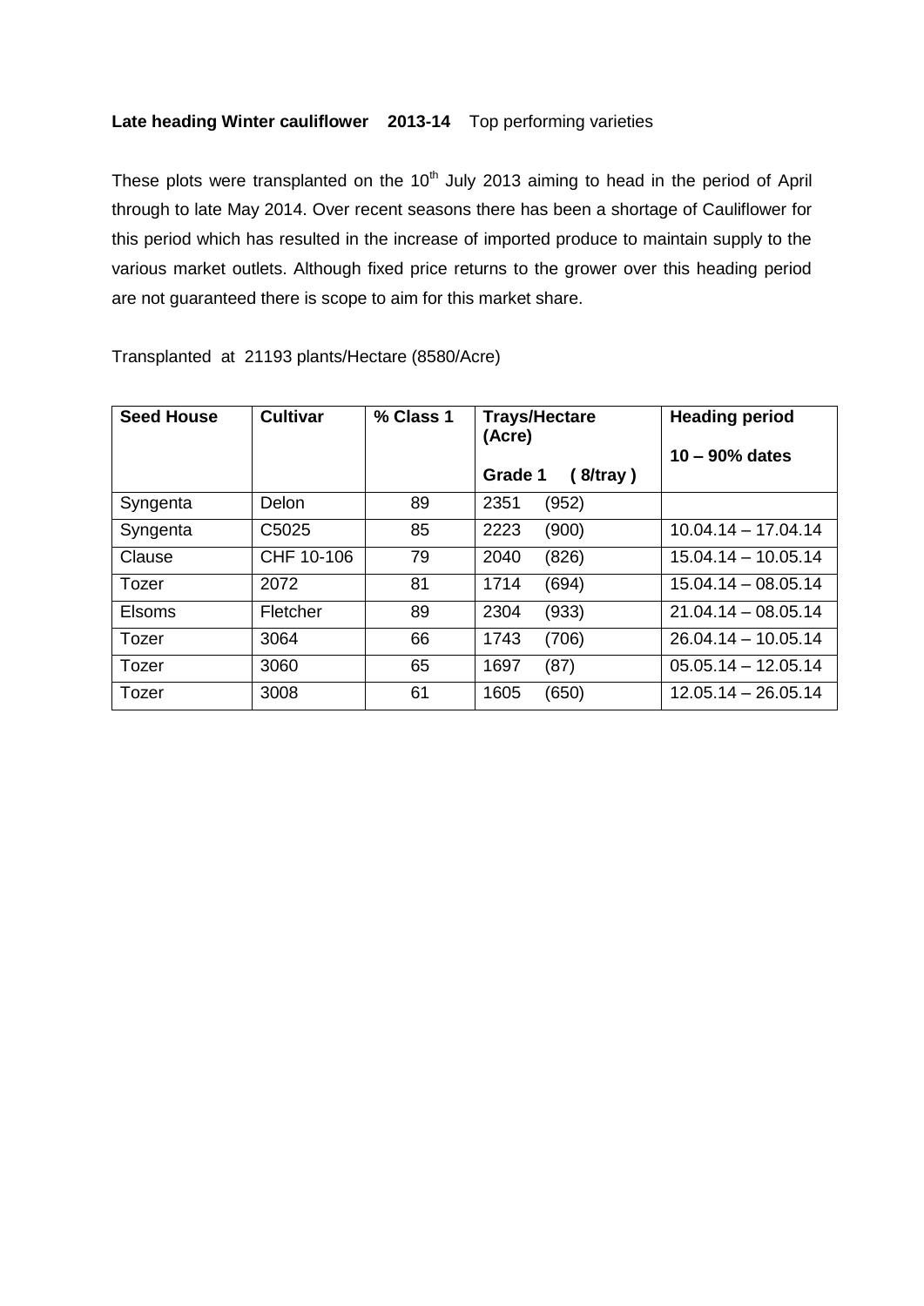**Late heading Winter cauliflower 2013-14** Top performing varieties

These plots were transplanted on the 10th July 2013 aiming to head in the period of April through to late May 2014. Over recent seasons there has been a shortage of Cauliflower for this period which has resulted in the increase of imported produce to maintain supply to the various market outlets. Although fixed price returns to the grower over this heading period are not guaranteed there is scope to aim for this market share.

Transplanted at 21193 plants/Hectare (8580/Acre)

| **Seed House** | **Cultivar** | **% Class 1** | **Trays/Hectare (Acre)** **Grade 1 ( 8/tray )** | **Heading period** **10 – 90% dates** |
|---|---|---|---|---|
| Syngenta | Delon | 89 | 2351 (952) | |
| Syngenta | C5025 | 85 | 2223 (900) | 10.04.14 – 17.04.14 |
| Clause | CHF 10-106 | 79 | 2040 (826) | 15.04.14 – 10.05.14 |
| Tozer | 2072 | 81 | 1714 (694) | 15.04.14 – 08.05.14 |
| Elsoms | Fletcher | 89 | 2304 (933) | 21.04.14 – 08.05.14 |
| Tozer | 3064 | 66 | 1743 (706) | 26.04.14 – 10.05.14 |
| Tozer | 3060 | 65 | 1697 (87) | 05.05.14 – 12.05.14 |
| Tozer | 3008 | 61 | 1605 (650) | 12.05.14 – 26.05.14 |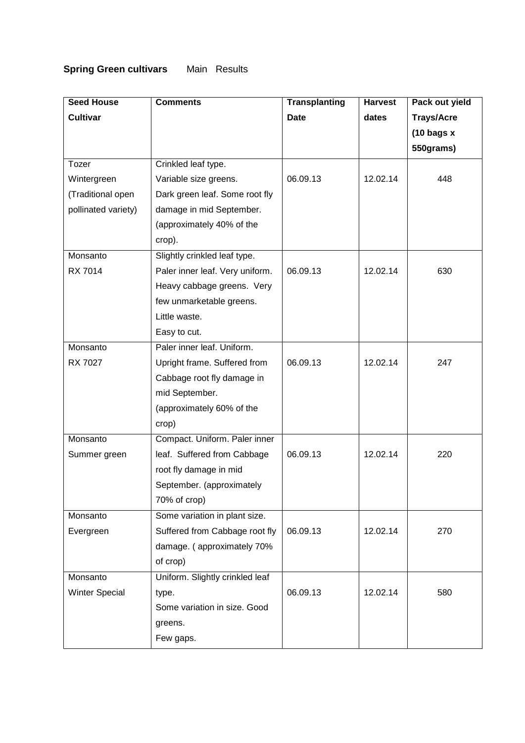**Spring Green cultivars** Main Results

| Seed House Cultivar | Comments | Transplanting Date | Harvest dates | Pack out yield Trays/Acre (10 bags x 550grams) |
|---|---|---|---|---|
| Tozer Wintergreen (Traditional open pollinated variety) | Crinkled leaf type. Variable size greens. Dark green leaf. Some root fly damage in mid September. (approximately 40% of the crop). | 06.09.13 | 12.02.14 | 448 |
| Monsanto RX 7014 | Slightly crinkled leaf type. Paler inner leaf. Very uniform. Heavy cabbage greens. Very few unmarketable greens. Little waste. Easy to cut. | 06.09.13 | 12.02.14 | 630 |
| Monsanto RX 7027 | Paler inner leaf. Uniform. Upright frame. Suffered from Cabbage root fly damage in mid September. (approximately 60% of the crop) | 06.09.13 | 12.02.14 | 247 |
| Monsanto Summer green | Compact. Uniform. Paler inner leaf. Suffered from Cabbage root fly damage in mid September. (approximately 70% of crop) | 06.09.13 | 12.02.14 | 220 |
| Monsanto Evergreen | Some variation in plant size. Suffered from Cabbage root fly damage. ( approximately 70% of crop) | 06.09.13 | 12.02.14 | 270 |
| Monsanto Winter Special | Uniform. Slightly crinkled leaf type. Some variation in size. Good greens. Few gaps. | 06.09.13 | 12.02.14 | 580 |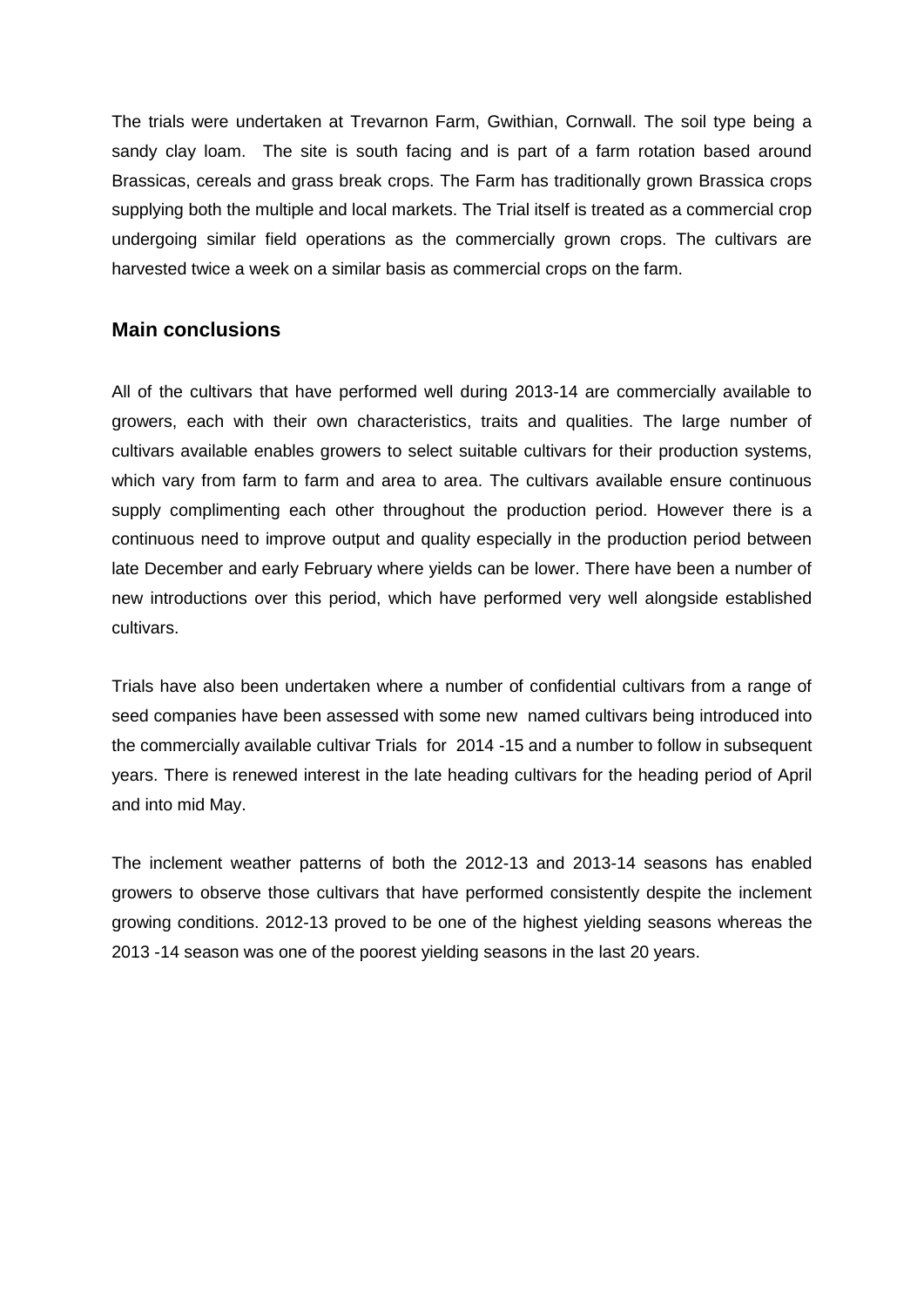The trials were undertaken at Trevarnon Farm, Gwithian, Cornwall. The soil type being a sandy clay loam. The site is south facing and is part of a farm rotation based around Brassicas, cereals and grass break crops. The Farm has traditionally grown Brassica crops supplying both the multiple and local markets. The Trial itself is treated as a commercial crop undergoing similar field operations as the commercially grown crops. The cultivars are harvested twice a week on a similar basis as commercial crops on the farm.

## Main conclusions

All of the cultivars that have performed well during 2013-14 are commercially available to growers, each with their own characteristics, traits and qualities. The large number of cultivars available enables growers to select suitable cultivars for their production systems, which vary from farm to farm and area to area. The cultivars available ensure continuous supply complimenting each other throughout the production period. However there is a continuous need to improve output and quality especially in the production period between late December and early February where yields can be lower. There have been a number of new introductions over this period, which have performed very well alongside established cultivars.

Trials have also been undertaken where a number of confidential cultivars from a range of seed companies have been assessed with some new named cultivars being introduced into the commercially available cultivar Trials for 2014 -15 and a number to follow in subsequent years. There is renewed interest in the late heading cultivars for the heading period of April and into mid May.

The inclement weather patterns of both the 2012-13 and 2013-14 seasons has enabled growers to observe those cultivars that have performed consistently despite the inclement growing conditions. 2012-13 proved to be one of the highest yielding seasons whereas the 2013 -14 season was one of the poorest yielding seasons in the last 20 years.